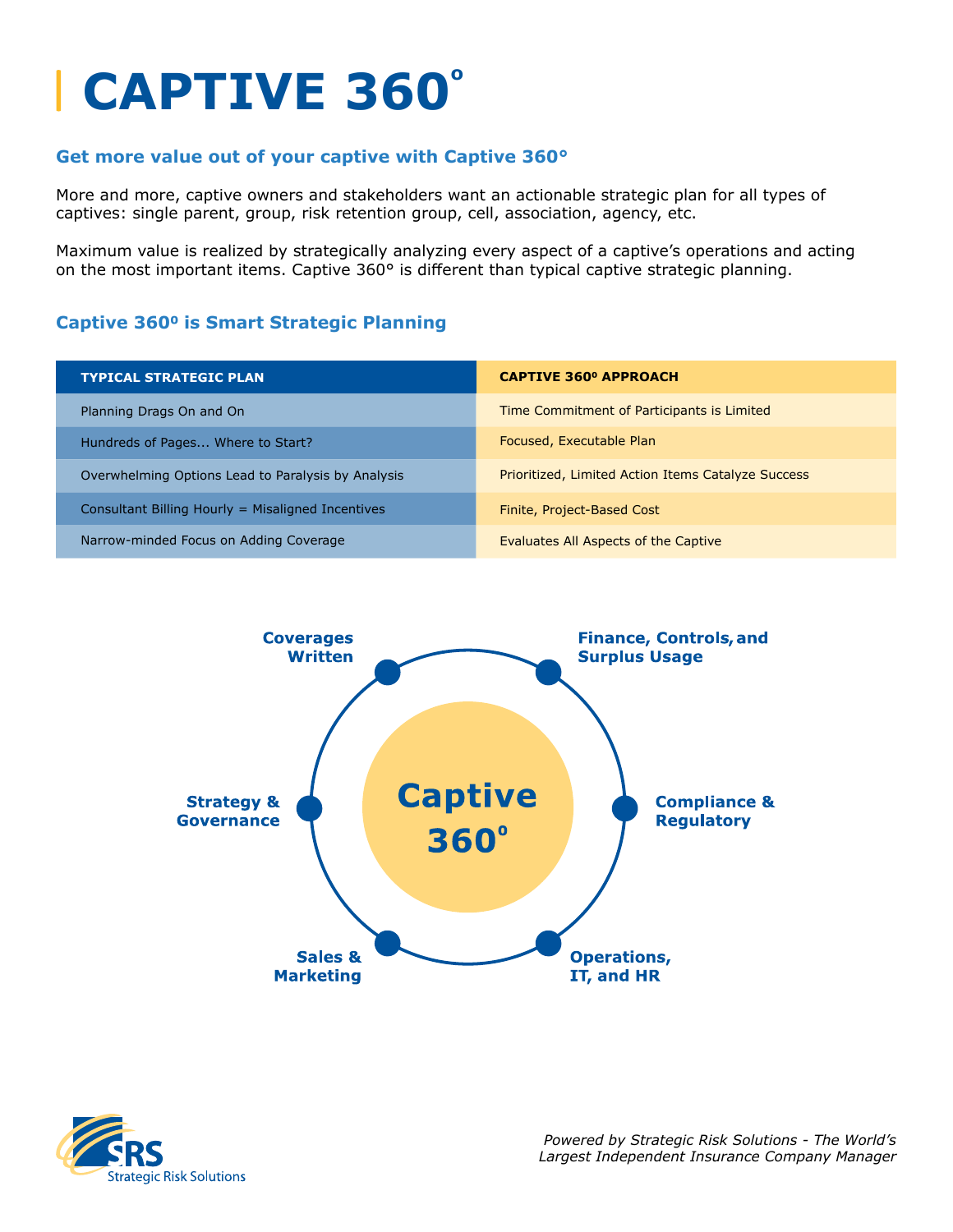# CAPTIVE 360°

## Get more value out of your captive with Captive 360°

More and more, captive owners and stakeholders want an actionable strategic plan for all types of captives: single parent, group, risk retention group, cell, association, agency, etc.

Maximum value is realized by strategically analyzing every aspect of a captive's operations and acting on the most important items. Captive 360° is different than typical captive strategic planning.

## Captive 360º is Smart Strategic Planning

| TYPICAL STRATEGIC PLAN | CAPTIVE 360º APPROACH |
|---|---|
| Planning Drags On and On | Time Commitment of Participants is Limited |
| Hundreds of Pages... Where to Start? | Focused, Executable Plan |
| Overwhelming Options Lead to Paralysis by Analysis | Prioritized, Limited Action Items Catalyze Success |
| Consultant Billing Hourly = Misaligned Incentives | Finite, Project-Based Cost |
| Narrow-minded Focus on Adding Coverage | Evaluates All Aspects of the Captive |

**Captive 360°**

- Coverages Written
- Finance, Controls, and Surplus Usage
- Compliance & Regulatory
- Operations, IT, and HR
- Sales & Marketing
- Strategy & Governance

SRS Strategic Risk Solutions

*Powered by Strategic Risk Solutions - The World's Largest Independent Insurance Company Manager*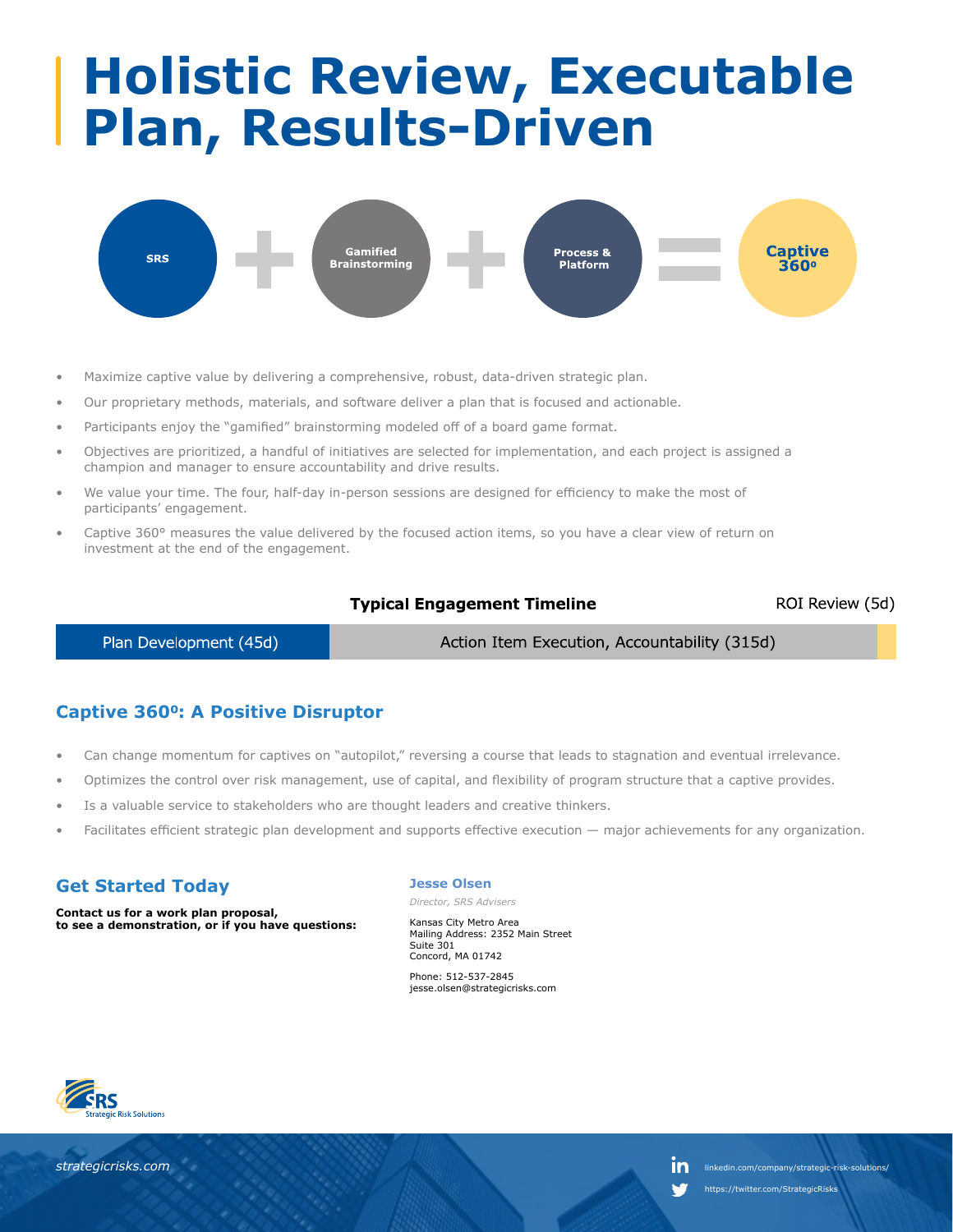# Holistic Review, Executable Plan, Results-Driven

SRS + Gamified Brainstorming + Process & Platform = Captive 360°

- Maximize captive value by delivering a comprehensive, robust, data-driven strategic plan.
- Our proprietary methods, materials, and software deliver a plan that is focused and actionable.
- Participants enjoy the "gamified" brainstorming modeled off of a board game format.
- Objectives are prioritized, a handful of initiatives are selected for implementation, and each project is assigned a champion and manager to ensure accountability and drive results.
- We value your time. The four, half-day in-person sessions are designed for efficiency to make the most of participants' engagement.
- Captive 360° measures the value delivered by the focused action items, so you have a clear view of return on investment at the end of the engagement.

**Typical Engagement Timeline**

Plan Development (45d)

Action Item Execution, Accountability (315d)

ROI Review (5d)

## Captive 360º: A Positive Disruptor

- Can change momentum for captives on "autopilot," reversing a course that leads to stagnation and eventual irrelevance.
- Optimizes the control over risk management, use of capital, and flexibility of program structure that a captive provides.
- Is a valuable service to stakeholders who are thought leaders and creative thinkers.
- Facilitates efficient strategic plan development and supports effective execution — major achievements for any organization.

## Get Started Today

**Contact us for a work plan proposal, to see a demonstration, or if you have questions:**

**Jesse Olsen**

*Director, SRS Advisers*

Kansas City Metro Area
Mailing Address: 2352 Main Street
Suite 301
Concord, MA 01742

Phone: 512-537-2845
jesse.olsen@strategicrisks.com

SRS Strategic Risk Solutions

*strategicrisks.com*

linkedin.com/company/strategic-risk-solutions/

https://twitter.com/StrategicRisks